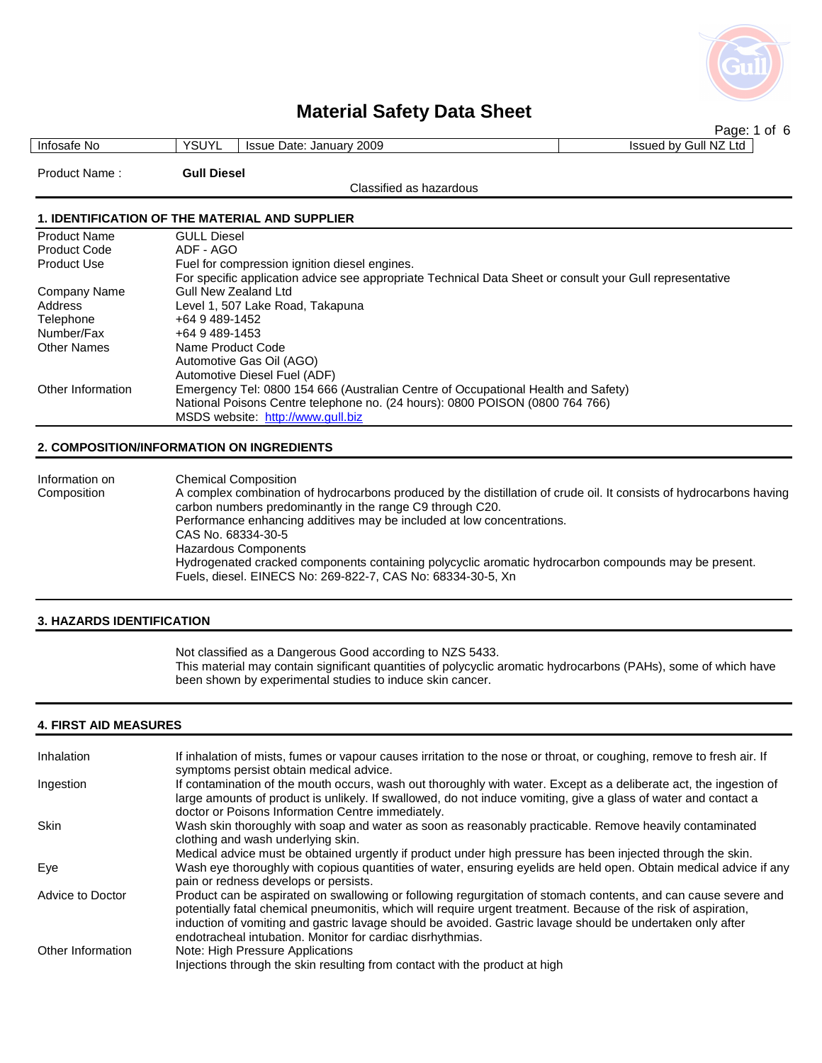# Material Safety Data Sheet

| Infosafe No | YSUYL | Issue Date: January 2009 | Issued by Gull NZ Ltd |
|---|---|---|---|

Product Name : **Gull Diesel**

Classified as hazardous

## 1. IDENTIFICATION OF THE MATERIAL AND SUPPLIER

| | |
|---|---|
| Product Name | GULL Diesel |
| Product Code | ADF - AGO |
| Product Use | Fuel for compression ignition diesel engines.<br>For specific application advice see appropriate Technical Data Sheet or consult your Gull representative |
| Company Name | Gull New Zealand Ltd |
| Address | Level 1, 507 Lake Road, Takapuna |
| Telephone | +64 9 489-1452 |
| Number/Fax | +64 9 489-1453 |
| Other Names | Name Product Code<br>Automotive Gas Oil (AGO)<br>Automotive Diesel Fuel (ADF) |
| Other Information | Emergency Tel: 0800 154 666 (Australian Centre of Occupational Health and Safety)<br>National Poisons Centre telephone no. (24 hours): 0800 POISON (0800 764 766)<br>MSDS website: http://www.gull.biz |

## 2. COMPOSITION/INFORMATION ON INGREDIENTS

| | |
|---|---|
| Information on Composition | Chemical Composition<br>A complex combination of hydrocarbons produced by the distillation of crude oil. It consists of hydrocarbons having carbon numbers predominantly in the range C9 through C20.<br>Performance enhancing additives may be included at low concentrations.<br>CAS No. 68334-30-5<br>Hazardous Components<br>Hydrogenated cracked components containing polycyclic aromatic hydrocarbon compounds may be present.<br>Fuels, diesel. EINECS No: 269-822-7, CAS No: 68334-30-5, Xn |

## 3. HAZARDS IDENTIFICATION

Not classified as a Dangerous Good according to NZS 5433.
This material may contain significant quantities of polycyclic aromatic hydrocarbons (PAHs), some of which have been shown by experimental studies to induce skin cancer.

## 4. FIRST AID MEASURES

| | |
|---|---|
| Inhalation | If inhalation of mists, fumes or vapour causes irritation to the nose or throat, or coughing, remove to fresh air. If symptoms persist obtain medical advice. |
| Ingestion | If contamination of the mouth occurs, wash out thoroughly with water. Except as a deliberate act, the ingestion of large amounts of product is unlikely. If swallowed, do not induce vomiting, give a glass of water and contact a doctor or Poisons Information Centre immediately. |
| Skin | Wash skin thoroughly with soap and water as soon as reasonably practicable. Remove heavily contaminated clothing and wash underlying skin.<br>Medical advice must be obtained urgently if product under high pressure has been injected through the skin. |
| Eye | Wash eye thoroughly with copious quantities of water, ensuring eyelids are held open. Obtain medical advice if any pain or redness develops or persists. |
| Advice to Doctor | Product can be aspirated on swallowing or following regurgitation of stomach contents, and can cause severe and potentially fatal chemical pneumonitis, which will require urgent treatment. Because of the risk of aspiration, induction of vomiting and gastric lavage should be avoided. Gastric lavage should be undertaken only after endotracheal intubation. Monitor for cardiac disrhythmias. |
| Other Information | Note: High Pressure Applications<br>Injections through the skin resulting from contact with the product at high |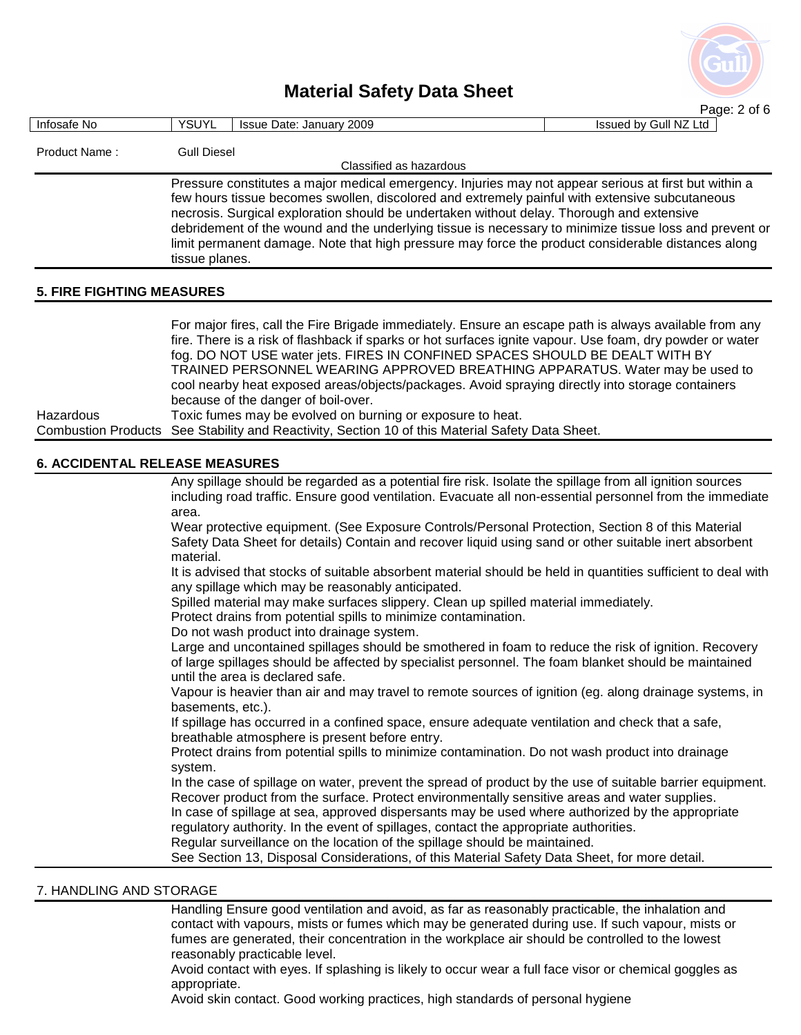Product Name : Gull Diesel

Classified as hazardous

Pressure constitutes a major medical emergency. Injuries may not appear serious at first but within a few hours tissue becomes swollen, discolored and extremely painful with extensive subcutaneous necrosis. Surgical exploration should be undertaken without delay. Thorough and extensive debridement of the wound and the underlying tissue is necessary to minimize tissue loss and prevent or limit permanent damage. Note that high pressure may force the product considerable distances along tissue planes.

## 5. FIRE FIGHTING MEASURES

For major fires, call the Fire Brigade immediately. Ensure an escape path is always available from any fire. There is a risk of flashback if sparks or hot surfaces ignite vapour. Use foam, dry powder or water fog. DO NOT USE water jets. FIRES IN CONFINED SPACES SHOULD BE DEALT WITH BY TRAINED PERSONNEL WEARING APPROVED BREATHING APPARATUS. Water may be used to cool nearby heat exposed areas/objects/packages. Avoid spraying directly into storage containers because of the danger of boil-over.

**Hazardous Combustion Products**
Toxic fumes may be evolved on burning or exposure to heat.
See Stability and Reactivity, Section 10 of this Material Safety Data Sheet.

## 6. ACCIDENTAL RELEASE MEASURES

Any spillage should be regarded as a potential fire risk. Isolate the spillage from all ignition sources including road traffic. Ensure good ventilation. Evacuate all non-essential personnel from the immediate area.

Wear protective equipment. (See Exposure Controls/Personal Protection, Section 8 of this Material Safety Data Sheet for details) Contain and recover liquid using sand or other suitable inert absorbent material.

It is advised that stocks of suitable absorbent material should be held in quantities sufficient to deal with any spillage which may be reasonably anticipated.

Spilled material may make surfaces slippery. Clean up spilled material immediately.

Protect drains from potential spills to minimize contamination.

Do not wash product into drainage system.

Large and uncontained spillages should be smothered in foam to reduce the risk of ignition. Recovery of large spillages should be affected by specialist personnel. The foam blanket should be maintained until the area is declared safe.

Vapour is heavier than air and may travel to remote sources of ignition (eg. along drainage systems, in basements, etc.).

If spillage has occurred in a confined space, ensure adequate ventilation and check that a safe, breathable atmosphere is present before entry.

Protect drains from potential spills to minimize contamination. Do not wash product into drainage system.

In the case of spillage on water, prevent the spread of product by the use of suitable barrier equipment. Recover product from the surface. Protect environmentally sensitive areas and water supplies.

In case of spillage at sea, approved dispersants may be used where authorized by the appropriate regulatory authority. In the event of spillages, contact the appropriate authorities.

Regular surveillance on the location of the spillage should be maintained.

See Section 13, Disposal Considerations, of this Material Safety Data Sheet, for more detail.

## 7. HANDLING AND STORAGE

Handling Ensure good ventilation and avoid, as far as reasonably practicable, the inhalation and contact with vapours, mists or fumes which may be generated during use. If such vapour, mists or fumes are generated, their concentration in the workplace air should be controlled to the lowest reasonably practicable level.

Avoid contact with eyes. If splashing is likely to occur wear a full face visor or chemical goggles as appropriate.

Avoid skin contact. Good working practices, high standards of personal hygiene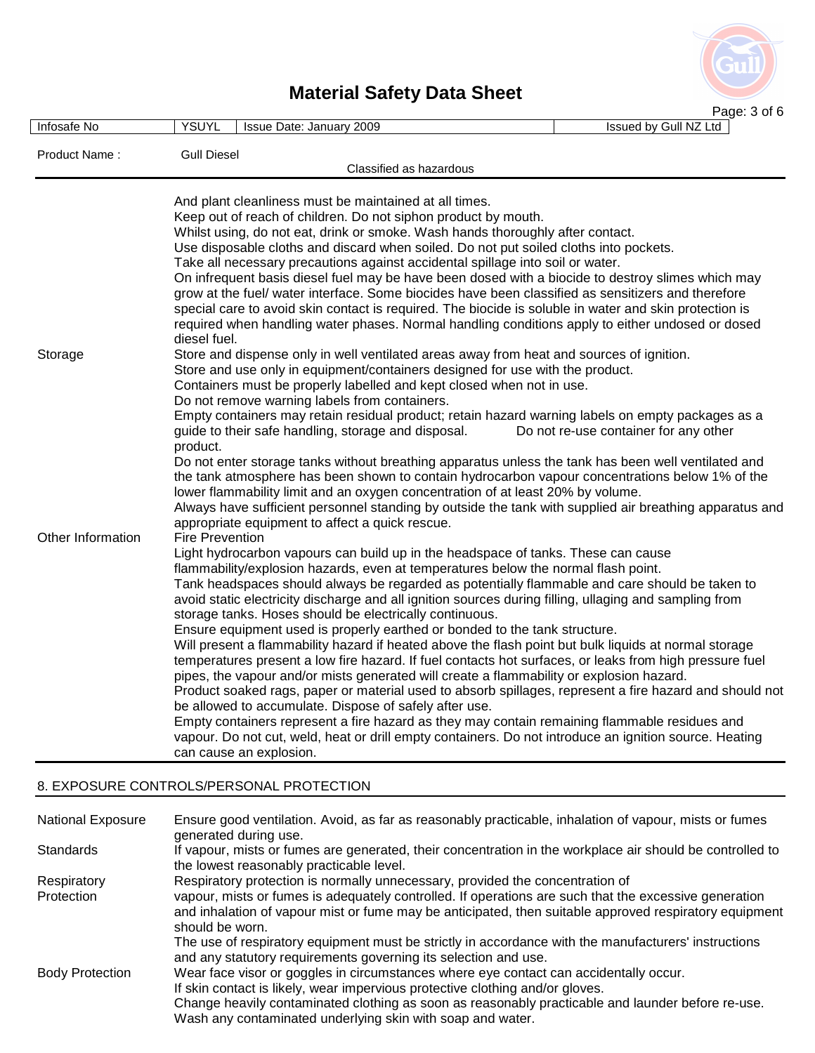# Material Safety Data Sheet

| Infosafe No | YSUYL | Issue Date: January 2009 | Issued by Gull NZ Ltd |
|---|---|---|---|

Product Name : Gull Diesel

Classified as hazardous

| | |
|---|---|
| | And plant cleanliness must be maintained at all times. Keep out of reach of children. Do not siphon product by mouth. Whilst using, do not eat, drink or smoke. Wash hands thoroughly after contact. Use disposable cloths and discard when soiled. Do not put soiled cloths into pockets. Take all necessary precautions against accidental spillage into soil or water. On infrequent basis diesel fuel may be have been dosed with a biocide to destroy slimes which may grow at the fuel/ water interface. Some biocides have been classified as sensitizers and therefore special care to avoid skin contact is required. The biocide is soluble in water and skin protection is required when handling water phases. Normal handling conditions apply to either undosed or dosed diesel fuel. |
| Storage | Store and dispense only in well ventilated areas away from heat and sources of ignition. Store and use only in equipment/containers designed for use with the product. Containers must be properly labelled and kept closed when not in use. Do not remove warning labels from containers. Empty containers may retain residual product; retain hazard warning labels on empty packages as a guide to their safe handling, storage and disposal. Do not re-use container for any other product. Do not enter storage tanks without breathing apparatus unless the tank has been well ventilated and the tank atmosphere has been shown to contain hydrocarbon vapour concentrations below 1% of the lower flammability limit and an oxygen concentration of at least 20% by volume. Always have sufficient personnel standing by outside the tank with supplied air breathing apparatus and appropriate equipment to affect a quick rescue. |
| Other Information | Fire Prevention<br>Light hydrocarbon vapours can build up in the headspace of tanks. These can cause flammability/explosion hazards, even at temperatures below the normal flash point. Tank headspaces should always be regarded as potentially flammable and care should be taken to avoid static electricity discharge and all ignition sources during filling, ullaging and sampling from storage tanks. Hoses should be electrically continuous. Ensure equipment used is properly earthed or bonded to the tank structure. Will present a flammability hazard if heated above the flash point but bulk liquids at normal storage temperatures present a low fire hazard. If fuel contacts hot surfaces, or leaks from high pressure fuel pipes, the vapour and/or mists generated will create a flammability or explosion hazard. Product soaked rags, paper or material used to absorb spillages, represent a fire hazard and should not be allowed to accumulate. Dispose of safely after use. Empty containers represent a fire hazard as they may contain remaining flammable residues and vapour. Do not cut, weld, heat or drill empty containers. Do not introduce an ignition source. Heating can cause an explosion. |

## 8. EXPOSURE CONTROLS/PERSONAL PROTECTION

| | |
|---|---|
| National Exposure Standards | Ensure good ventilation. Avoid, as far as reasonably practicable, inhalation of vapour, mists or fumes generated during use. If vapour, mists or fumes are generated, their concentration in the workplace air should be controlled to the lowest reasonably practicable level. |
| Respiratory Protection | Respiratory protection is normally unnecessary, provided the concentration of vapour, mists or fumes is adequately controlled. If operations are such that the excessive generation and inhalation of vapour mist or fume may be anticipated, then suitable approved respiratory equipment should be worn. The use of respiratory equipment must be strictly in accordance with the manufacturers' instructions and any statutory requirements governing its selection and use. |
| Body Protection | Wear face visor or goggles in circumstances where eye contact can accidentally occur. If skin contact is likely, wear impervious protective clothing and/or gloves. Change heavily contaminated clothing as soon as reasonably practicable and launder before re-use. Wash any contaminated underlying skin with soap and water. |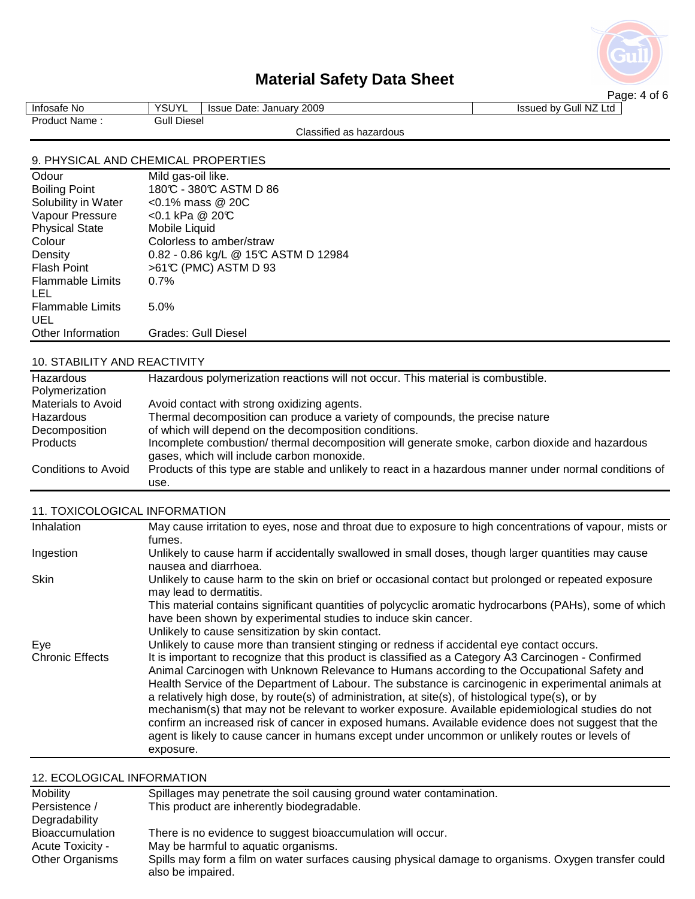# Material Safety Data Sheet

| Infosafe No | YSUYL | Issue Date: January 2009 | Issued by Gull NZ Ltd |
|---|---|---|---|
| Product Name : | Gull Diesel | | |

Classified as hazardous

## 9. PHYSICAL AND CHEMICAL PROPERTIES

| | |
|---|---|
| Odour | Mild gas-oil like. |
| Boiling Point | 180℃ - 380℃ ASTM D 86 |
| Solubility in Water | <0.1% mass @ 20C |
| Vapour Pressure | <0.1 kPa @ 20℃ |
| Physical State | Mobile Liquid |
| Colour | Colorless to amber/straw |
| Density | 0.82 - 0.86 kg/L @ 15℃ ASTM D 12984 |
| Flash Point | >61℃ (PMC) ASTM D 93 |
| Flammable Limits LEL | 0.7% |
| Flammable Limits UEL | 5.0% |
| Other Information | Grades: Gull Diesel |

## 10. STABILITY AND REACTIVITY

| | |
|---|---|
| Hazardous Polymerization | Hazardous polymerization reactions will not occur. This material is combustible. |
| Materials to Avoid | Avoid contact with strong oxidizing agents. |
| Hazardous Decomposition Products | Thermal decomposition can produce a variety of compounds, the precise nature of which will depend on the decomposition conditions. Incomplete combustion/ thermal decomposition will generate smoke, carbon dioxide and hazardous gases, which will include carbon monoxide. |
| Conditions to Avoid | Products of this type are stable and unlikely to react in a hazardous manner under normal conditions of use. |

## 11. TOXICOLOGICAL INFORMATION

| | |
|---|---|
| Inhalation | May cause irritation to eyes, nose and throat due to exposure to high concentrations of vapour, mists or fumes. |
| Ingestion | Unlikely to cause harm if accidentally swallowed in small doses, though larger quantities may cause nausea and diarrhoea. |
| Skin | Unlikely to cause harm to the skin on brief or occasional contact but prolonged or repeated exposure may lead to dermatitis. This material contains significant quantities of polycyclic aromatic hydrocarbons (PAHs), some of which have been shown by experimental studies to induce skin cancer. Unlikely to cause sensitization by skin contact. |
| Eye | Unlikely to cause more than transient stinging or redness if accidental eye contact occurs. |
| Chronic Effects | It is important to recognize that this product is classified as a Category A3 Carcinogen - Confirmed Animal Carcinogen with Unknown Relevance to Humans according to the Occupational Safety and Health Service of the Department of Labour. The substance is carcinogenic in experimental animals at a relatively high dose, by route(s) of administration, at site(s), of histological type(s), or by mechanism(s) that may not be relevant to worker exposure. Available epidemiological studies do not confirm an increased risk of cancer in exposed humans. Available evidence does not suggest that the agent is likely to cause cancer in humans except under uncommon or unlikely routes or levels of exposure. |

## 12. ECOLOGICAL INFORMATION

| | |
|---|---|
| Mobility | Spillages may penetrate the soil causing ground water contamination. |
| Persistence / Degradability | This product are inherently biodegradable. |
| Bioaccumulation | There is no evidence to suggest bioaccumulation will occur. |
| Acute Toxicity - Other Organisms | May be harmful to aquatic organisms. Spills may form a film on water surfaces causing physical damage to organisms. Oxygen transfer could also be impaired. |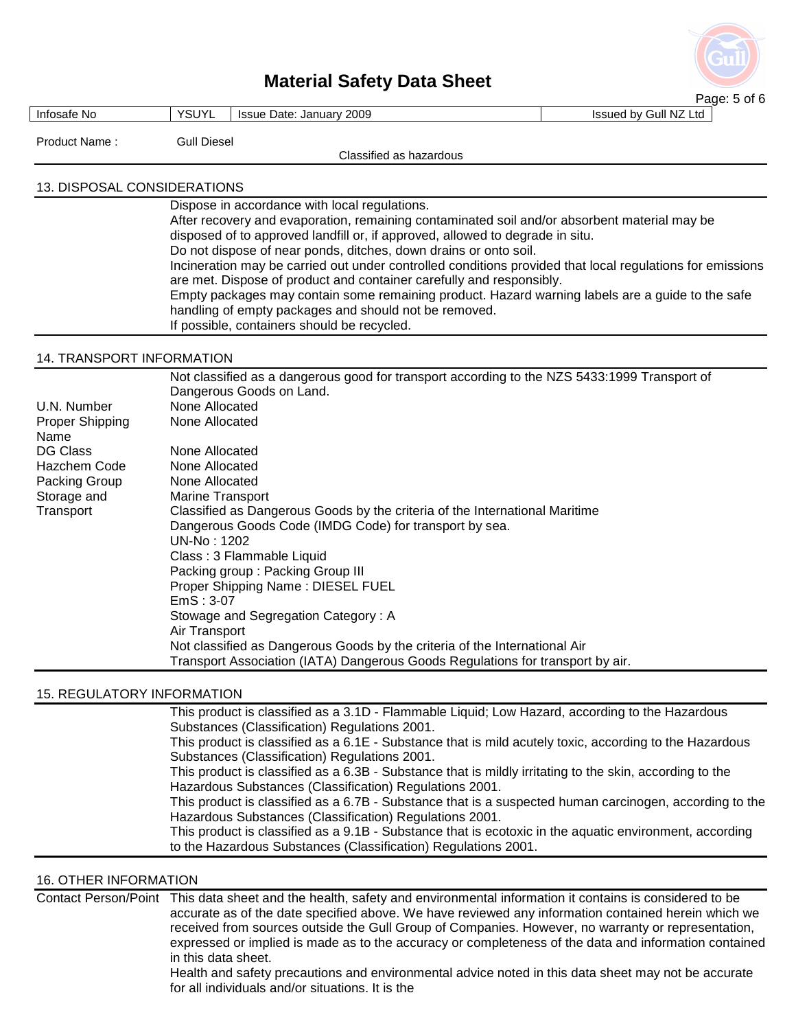| Infosafe No | YSUYL | Issue Date: January 2009 | Issued by Gull NZ Ltd |
| --- | --- | --- | --- |

Product Name : Gull Diesel

Classified as hazardous

## 13. DISPOSAL CONSIDERATIONS

Dispose in accordance with local regulations.
After recovery and evaporation, remaining contaminated soil and/or absorbent material may be disposed of to approved landfill or, if approved, allowed to degrade in situ.
Do not dispose of near ponds, ditches, down drains or onto soil.
Incineration may be carried out under controlled conditions provided that local regulations for emissions are met. Dispose of product and container carefully and responsibly.
Empty packages may contain some remaining product. Hazard warning labels are a guide to the safe handling of empty packages and should not be removed.
If possible, containers should be recycled.

## 14. TRANSPORT INFORMATION

Not classified as a dangerous good for transport according to the NZS 5433:1999 Transport of Dangerous Goods on Land.

| | |
| --- | --- |
| U.N. Number | None Allocated |
| Proper Shipping Name | None Allocated |
| DG Class | None Allocated |
| Hazchem Code | None Allocated |
| Packing Group | None Allocated |
| Storage and Transport | Marine Transport<br>Classified as Dangerous Goods by the criteria of the International Maritime Dangerous Goods Code (IMDG Code) for transport by sea.<br>UN-No : 1202<br>Class : 3 Flammable Liquid<br>Packing group : Packing Group III<br>Proper Shipping Name : DIESEL FUEL<br>EmS : 3-07<br>Stowage and Segregation Category : A<br>Air Transport<br>Not classified as Dangerous Goods by the criteria of the International Air Transport Association (IATA) Dangerous Goods Regulations for transport by air. |

## 15. REGULATORY INFORMATION

This product is classified as a 3.1D - Flammable Liquid; Low Hazard, according to the Hazardous Substances (Classification) Regulations 2001.
This product is classified as a 6.1E - Substance that is mild acutely toxic, according to the Hazardous Substances (Classification) Regulations 2001.
This product is classified as a 6.3B - Substance that is mildly irritating to the skin, according to the Hazardous Substances (Classification) Regulations 2001.
This product is classified as a 6.7B - Substance that is a suspected human carcinogen, according to the Hazardous Substances (Classification) Regulations 2001.
This product is classified as a 9.1B - Substance that is ecotoxic in the aquatic environment, according to the Hazardous Substances (Classification) Regulations 2001.

## 16. OTHER INFORMATION

**Contact Person/Point**

This data sheet and the health, safety and environmental information it contains is considered to be accurate as of the date specified above. We have reviewed any information contained herein which we received from sources outside the Gull Group of Companies. However, no warranty or representation, expressed or implied is made as to the accuracy or completeness of the data and information contained in this data sheet.
Health and safety precautions and environmental advice noted in this data sheet may not be accurate for all individuals and/or situations. It is the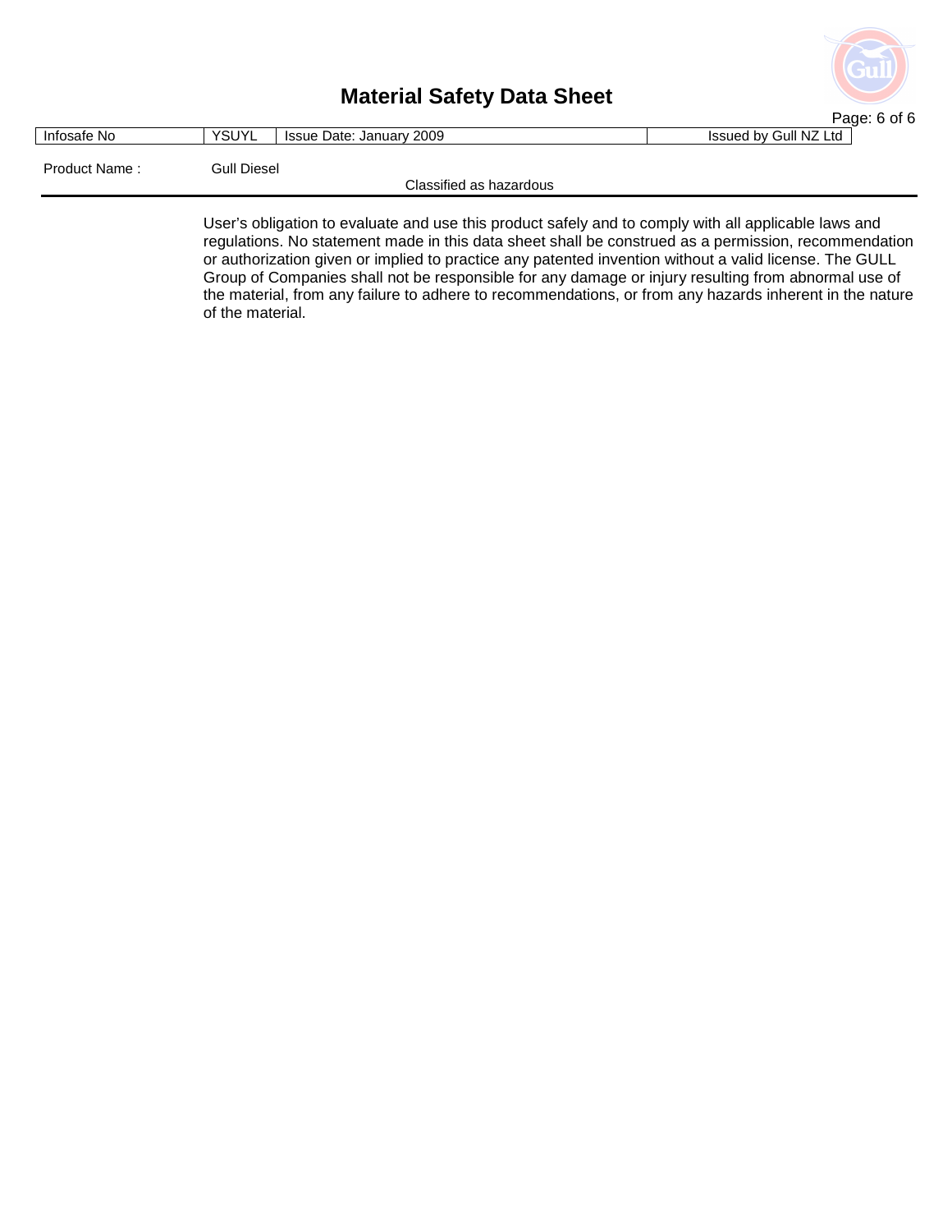User's obligation to evaluate and use this product safely and to comply with all applicable laws and regulations. No statement made in this data sheet shall be construed as a permission, recommendation or authorization given or implied to practice any patented invention without a valid license. The GULL Group of Companies shall not be responsible for any damage or injury resulting from abnormal use of the material, from any failure to adhere to recommendations, or from any hazards inherent in the nature of the material.